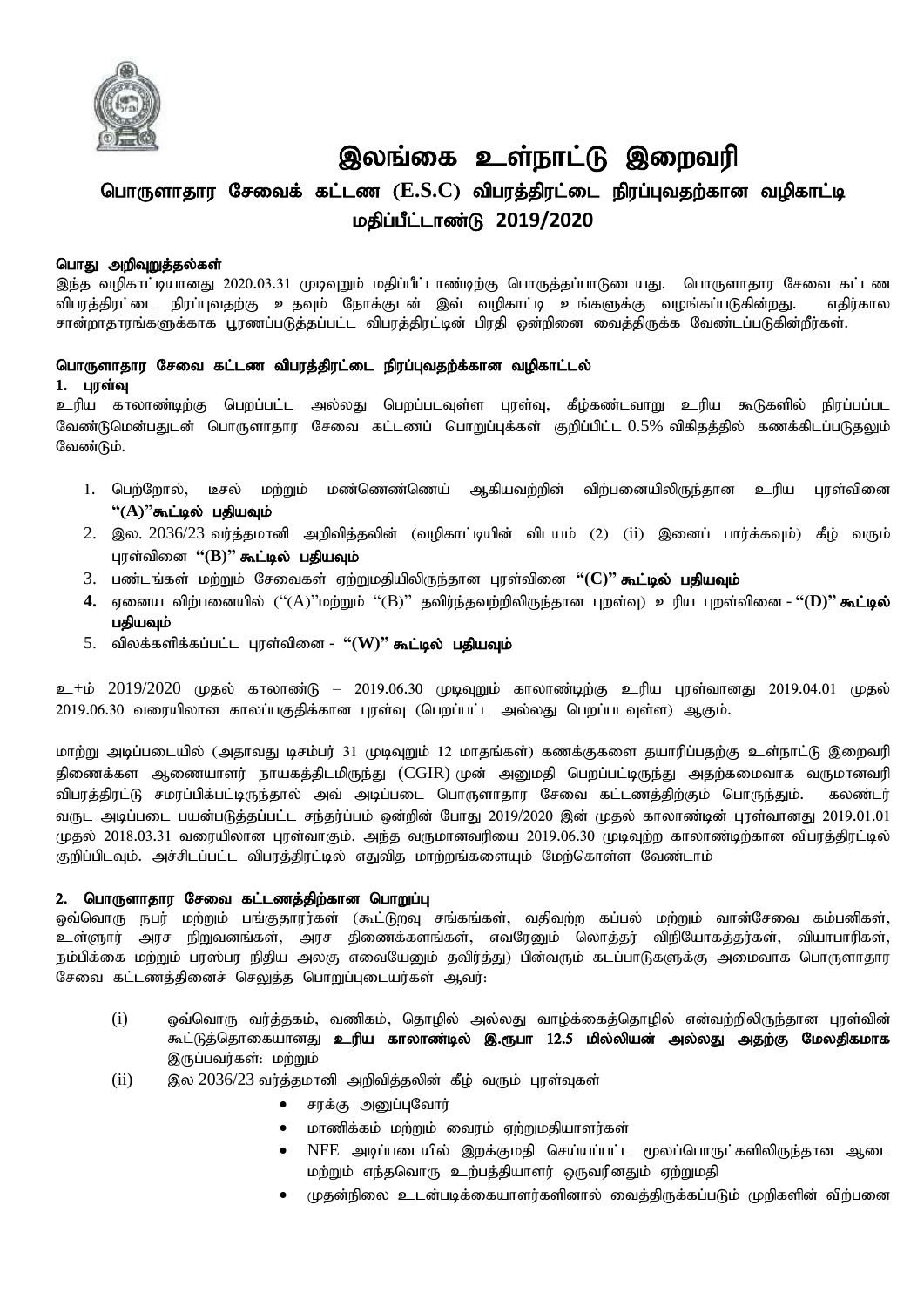# இலங்கை உள்நாட்டு இறைவரி

## பொருளாதார சேவைக் கட்டண (E.S.C) விபரத்திரட்டை நிரப்புவதற்கான வழிகாட்டி மதிப்பீட்டாண்டு 2019/2020

**பொது அறிவுறுத்தல்கள்**

இந்த வழிகாட்டியானது 2020.03.31 முடிவுறும் மதிப்பீட்டாண்டிற்கு பொருத்தப்பாடுடையது. பொருளாதார சேவை கட்டண விபரத்திரட்டை நிரப்புவதற்கு உதவும் நோக்குடன் இவ் வழிகாட்டி உங்களுக்கு வழங்கப்படுகின்றது. எதிர்கால சான்றாதாரங்களுக்காக பூரணப்படுத்தப்பட்ட விபரத்திரட்டின் பிரதி ஒன்றினை வைத்திருக்க வேண்டப்படுகின்றீர்கள்.

**பொருளாதார சேவை கட்டண விபரத்திரட்டை நிரப்புவதற்க்கான வழிகாட்டல்**

**1. புரள்வு**

உரிய காலாண்டிற்கு பெறப்பட்ட அல்லது பெறப்படவுள்ள புரள்வு, கீழ்கண்டவாறு உரிய கூடுகளில் நிரப்பப்பட வேண்டுமென்பதுடன் பொருளாதார சேவை கட்டணப் பொறுப்புக்கள் குறிப்பிட்ட 0.5% விகிதத்தில் கணக்கிடப்படுதலும் வேண்டும்.

1. பெற்றோல், டீசல் மற்றும் மண்ணெண்ணெய் ஆகியவற்றின் விற்பனையிலிருந்தான உரிய புரள்வினை **"(A)"கூட்டில் பதியவும்**
2. இல. 2036/23 வர்த்தமானி அறிவித்தலின் (வழிகாட்டியின் விடயம் (2) (ii) இனைப் பார்க்கவும்) கீழ் வரும் புரள்வினை **"(B)" கூட்டில் பதியவும்**
3. பண்டங்கள் மற்றும் சேவைகள் ஏற்றுமதியிலிருந்தான புரள்வினை **"(C)" கூட்டில் பதியவும்**
4. ஏனைய விற்பனையில் ("(A)"மற்றும் "(B)" தவிர்ந்தவற்றிலிருந்தான புறள்வு) உரிய புறள்வினை - **"(D)" கூட்டில் பதியவும்**
5. விலக்களிக்கப்பட்ட புரள்வினை - **"(W)" கூட்டில் பதியவும்**

உ+ம் 2019/2020 முதல் காலாண்டு – 2019.06.30 முடிவுறும் காலாண்டிற்கு உரிய புரள்வானது 2019.04.01 முதல் 2019.06.30 வரையிலான காலப்பகுதிக்கான புரள்வு (பெறப்பட்ட அல்லது பெறப்படவுள்ள) ஆகும்.

மாற்று அடிப்படையில் (அதாவது டிசம்பர் 31 முடிவுறும் 12 மாதங்கள்) கணக்குகளை தயாரிப்பதற்கு உள்நாட்டு இறைவரி திணைக்கள ஆணையாளர் நாயகத்திடமிருந்து (CGIR) முன் அனுமதி பெறப்பட்டிருந்து அதற்கமைவாக வருமானவரி விபரத்திரட்டு சமர்ப்பிக்கப்பட்டிருந்தால் அவ் அடிப்படை பொருளாதார சேவை கட்டணத்திற்கும் பொருந்தும். கலண்டர் வருட அடிப்படை பயன்படுத்தப்பட்ட சந்தர்ப்பம் ஒன்றின் போது 2019/2020 இன் முதல் காலாண்டின் புரள்வானது 2019.01.01 முதல் 2018.03.31 வரையிலான புரள்வாகும். அந்த வருமானவரியை 2019.06.30 முடிவுற்ற காலாண்டிற்கான விபரத்திரட்டில் குறிப்பிடவும். அச்சிடப்பட்ட விபரத்திரட்டில் எதுவித மாற்றங்களையும் மேற்கொள்ள வேண்டாம்

**2. பொருளாதார சேவை கட்டணத்திற்கான பொறுப்பு**

ஒவ்வொரு நபர் மற்றும் பங்குதாரர்கள் (கூட்டுறவு சங்கங்கள், வதிவற்ற கப்பல் மற்றும் வான்சேவை கம்பனிகள், உள்ளூரர் அரச நிறுவனங்கள், அரச திணைக்களங்கள், எவரேனும் லொத்தர் விநியோகத்தர்கள், வியாபாரிகள், நம்பிக்கை மற்றும் பரஸ்பர நிதிய அலகு எவையேனும் தவிர்த்து) பின்வரும் கடப்பாடுகளுக்கு அமைவாக பொருளாதார சேவை கட்டணத்தினைச் செலுத்த பொறுப்புடையயர்கள் ஆவர்:

(i) ஒவ்வொரு வர்த்தகம், வணிகம், தொழில் அல்லது வாழ்க்கைத்தொழில் என்வற்றிலிருந்தான புரள்வின் கூட்டுத்தொகையானது **உரிய காலாண்டில் இ.ரூபா 12.5 மில்லியன் அல்லது அதற்கு மேலதிகமாக** இருப்பவர்கள்: மற்றும்

(ii) இல 2036/23 வர்த்தமானி அறிவித்தலின் கீழ் வரும் புரள்வுகள்

- சரக்கு அனுப்புவோர்
- மாணிக்கம் மற்றும் வைரம் ஏற்றுமதியாளர்கள்
- NFE அடிப்படையில் இறக்குமதி செய்யப்பட்ட மூலப்பொருட்களிலிருந்தான ஆடை மற்றும் எந்தவொரு உற்பத்தியாளர் ஒருவரினதும் ஏற்றுமதி
- முதன்நிலை உடன்படிக்கையாளர்களினால் வைத்திருக்கப்படும் முறிகளின் விற்பனை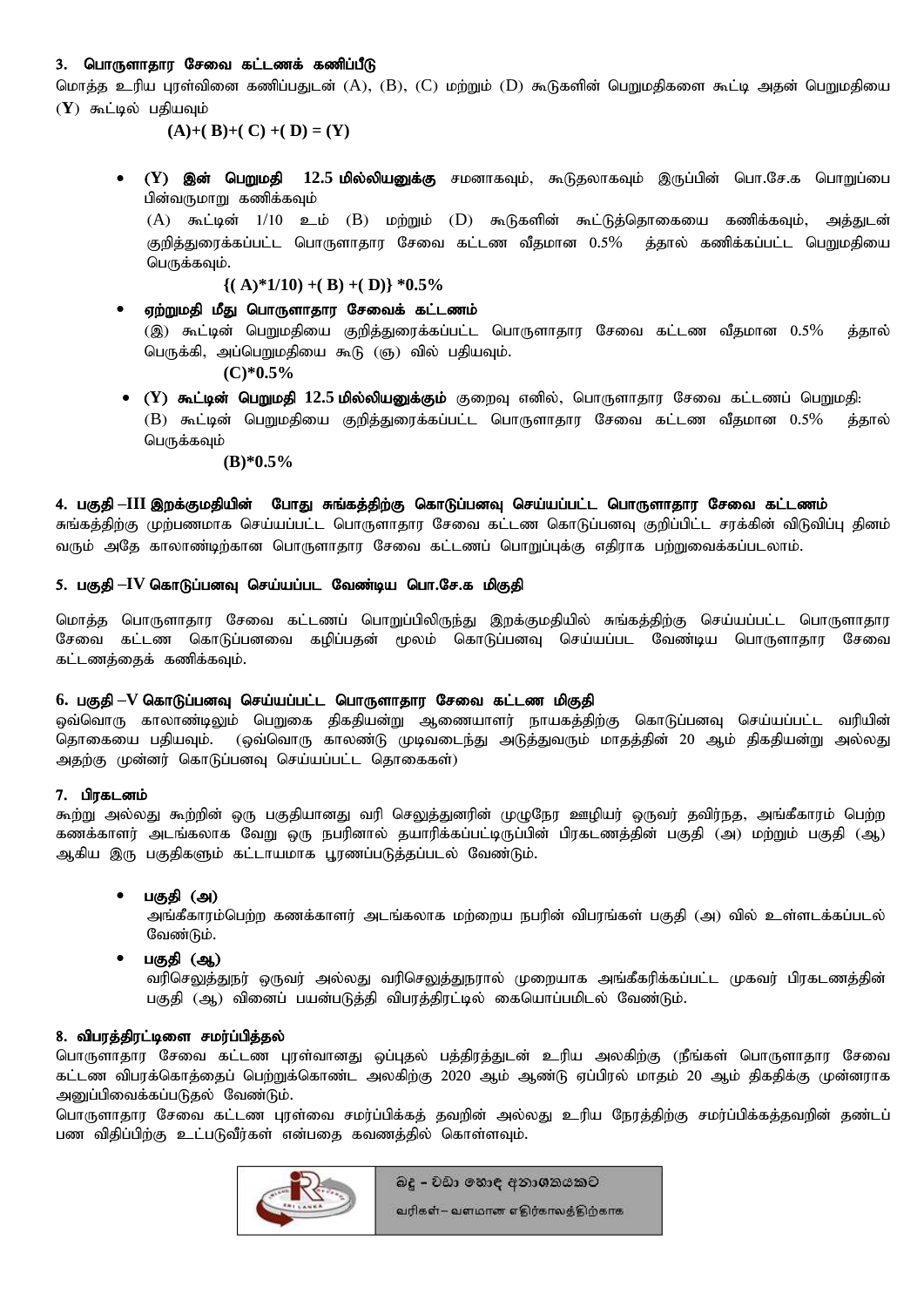### 3. பொருளாதார சேவை கட்டணக் கணிப்பீடு

மொத்த உரிய புரள்வினை கணிப்பதுடன் (A), (B), (C) மற்றும் (D) கூடுகளின் பெறுமதிகளை கூட்டி அதன் பெறுமதியை (Y) கூட்டில் பதியவும்

**(A)+( B)+( C) +( D) = (Y)**

- **(Y) இன் பெறுமதி 12.5 மில்லியனுக்கு** சமனாகவும், கூடுதலாகவும் இருப்பின் பொ.சே.க பொறுப்பை பின்வருமாறு கணிக்கவும்

  (A) கூட்டின் 1/10 உம் (B) மற்றும் (D) கூடுகளின் கூட்டுத்தொகையை கணிக்கவும், அத்துடன் குறித்துரைக்கப்பட்ட பொருளாதார சேவை கட்டண வீதமான 0.5% த்தால் கணிக்கப்பட்ட பெறுமதியை பெருக்கவும்.

  **{( A)*1/10) +( B) +( D)} *0.5%**

- **ஏற்றுமதி மீது பொருளாதார சேவைக் கட்டணம்**

  (இ) கூட்டின் பெறுமதியை குறித்துரைக்கப்பட்ட பொருளாதார சேவை கட்டண வீதமான 0.5% த்தால் பெருக்கி, அப்பெறுமதியை கூடு (ஞ) வில் பதியவும்.

  **(C)*0.5%**

- **(Y) கூட்டின் பெறுமதி 12.5 மில்லியனுக்கும்** குறைவு எனில், பொருளாதார சேவை கட்டணப் பெறுமதி:

  (B) கூட்டின் பெறுமதியை குறித்துரைக்கப்பட்ட பொருளாதார சேவை கட்டண வீதமான 0.5% த்தால் பெருக்கவும்

  **(B)*0.5%**

### 4. பகுதி –III இறக்குமதியின் போது சுங்கத்திற்கு கொடுப்பனவு செய்யப்பட்ட பொருளாதார சேவை கட்டணம்

சுங்கத்திற்கு முற்பணமாக செய்யப்பட்ட பொருளாதார சேவை கட்டண கொடுப்பனவு குறிப்பிட்ட சரக்கின் விடுவிப்பு தினம் வரும் அதே காலாண்டிற்கான பொருளாதார சேவை கட்டணப் பொறுப்புக்கு எதிராக பற்றுவைக்கப்படலாம்.

### 5. பகுதி –IV கொடுப்பனவு செய்யப்பட வேண்டிய பொ.சே.க மிகுதி

மொத்த பொருளாதார சேவை கட்டணப் பொறுப்பிலிருந்து இறக்குமதியில் சுங்கத்திற்கு செய்யப்பட்ட பொருளாதார சேவை கட்டண கொடுப்பனவை கழிப்பதன் மூலம் கொடுப்பனவு செய்யப்பட வேண்டிய பொருளாதார சேவை கட்டணத்தைக் கணிக்கவும்.

### 6. பகுதி –V கொடுப்பனவு செய்யப்பட்ட பொருளாதார சேவை கட்டண மிகுதி

ஒவ்வொரு காலாண்டிலும் பெறுகை திகதியன்று ஆணையாளர் நாயகத்திற்கு கொடுப்பனவு செய்யப்பட்ட வரியின் தொகையை பதியவும். (ஒவ்வொரு காலண்டு முடிவடைந்து அடுத்துவரும் மாதத்தின் 20 ஆம் திகதியன்று அல்லது அதற்கு முன்னர் கொடுப்பனவு செய்யப்பட்ட தொகைகள்)

### 7. பிரகடனம்

கூற்று அல்லது கூற்றின் ஒரு பகுதியானது வரி செலுத்துனரின் முழுநேர ஊழியர் ஒருவர் தவிர்நத, அங்கீகாரம் பெற்ற கணக்காளர் அடங்கலாக வேறு ஒரு நபரினால் தயாரிக்கப்பட்டிருப்பின் பிரகடனத்தின் பகுதி (அ) மற்றும் பகுதி (ஆ) ஆகிய இரு பகுதிகளும் கட்டாயமாக பூரணப்படுத்தப்படல் வேண்டும்.

- **பகுதி (அ)**

  அங்கீகாரம்பெற்ற கணக்காளர் அடங்கலாக மற்றைய நபரின் விபரங்கள் பகுதி (அ) வில் உள்ளடக்கப்படல் வேண்டும்.

- **பகுதி (ஆ)**

  வரிசெலுத்துநர் ஒருவர் அல்லது வரிசெலுத்துநரால் முறையாக அங்கீகரிக்கப்பட்ட முகவர் பிரகடனத்தின் பகுதி (ஆ) வினைப் பயன்படுத்தி விபரத்திரட்டில் கையொப்பமிடல் வேண்டும்.

### 8. விபரத்திரட்டினை சமர்ப்பித்தல்

பொருளாதார சேவை கட்டண புரள்வானது ஒப்புதல் பத்திரத்துடன் உரிய அலகிற்கு (நீங்கள் பொருளாதார சேவை கட்டண விபரக்கொத்தைப் பெற்றுக்கொண்ட அலகிற்கு 2020 ஆம் ஆண்டு ஏப்பிரல் மாதம் 20 ஆம் திகதிக்கு முன்னராக அனுப்பிவைக்கப்படுதல் வேண்டும்.

பொருளாதார சேவை கட்டண புரள்வை சமர்ப்பிக்கத் தவறின் அல்லது உரிய நேரத்திற்கு சமர்ப்பிக்கத்தவறின் தண்டப் பண விதிப்பிற்கு உட்படுவீர்கள் என்பதை கவணத்தில் கொள்ளவும்.

බදු - වඩා හොඳ අනාගතයකට

வரிகள் – வளமான எதிர்காலத்திற்காக